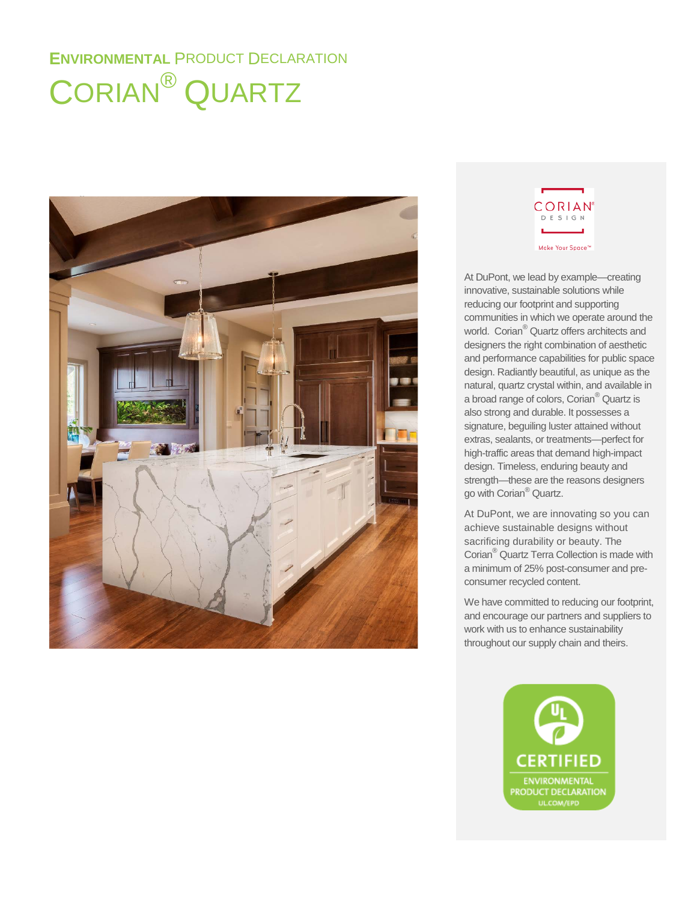# ENVIRONMENTAL PRODUCT DECLARATION

# CORIAN® QUARTZ

At DuPont, we lead by example—creating innovative, sustainable solutions while reducing our footprint and supporting communities in which we operate around the world. Corian® Quartz offers architects and designers the right combination of aesthetic and performance capabilities for public space design. Radiantly beautiful, as unique as the natural, quartz crystal within, and available in a broad range of colors, Corian® Quartz is also strong and durable. It possesses a signature, beguiling luster attained without extras, sealants, or treatments—perfect for high-traffic areas that demand high-impact design. Timeless, enduring beauty and strength—these are the reasons designers go with Corian® Quartz.

At DuPont, we are innovating so you can achieve sustainable designs without sacrificing durability or beauty. The Corian® Quartz Terra Collection is made with a minimum of 25% post-consumer and pre-consumer recycled content.

We have committed to reducing our footprint, and encourage our partners and suppliers to work with us to enhance sustainability throughout our supply chain and theirs.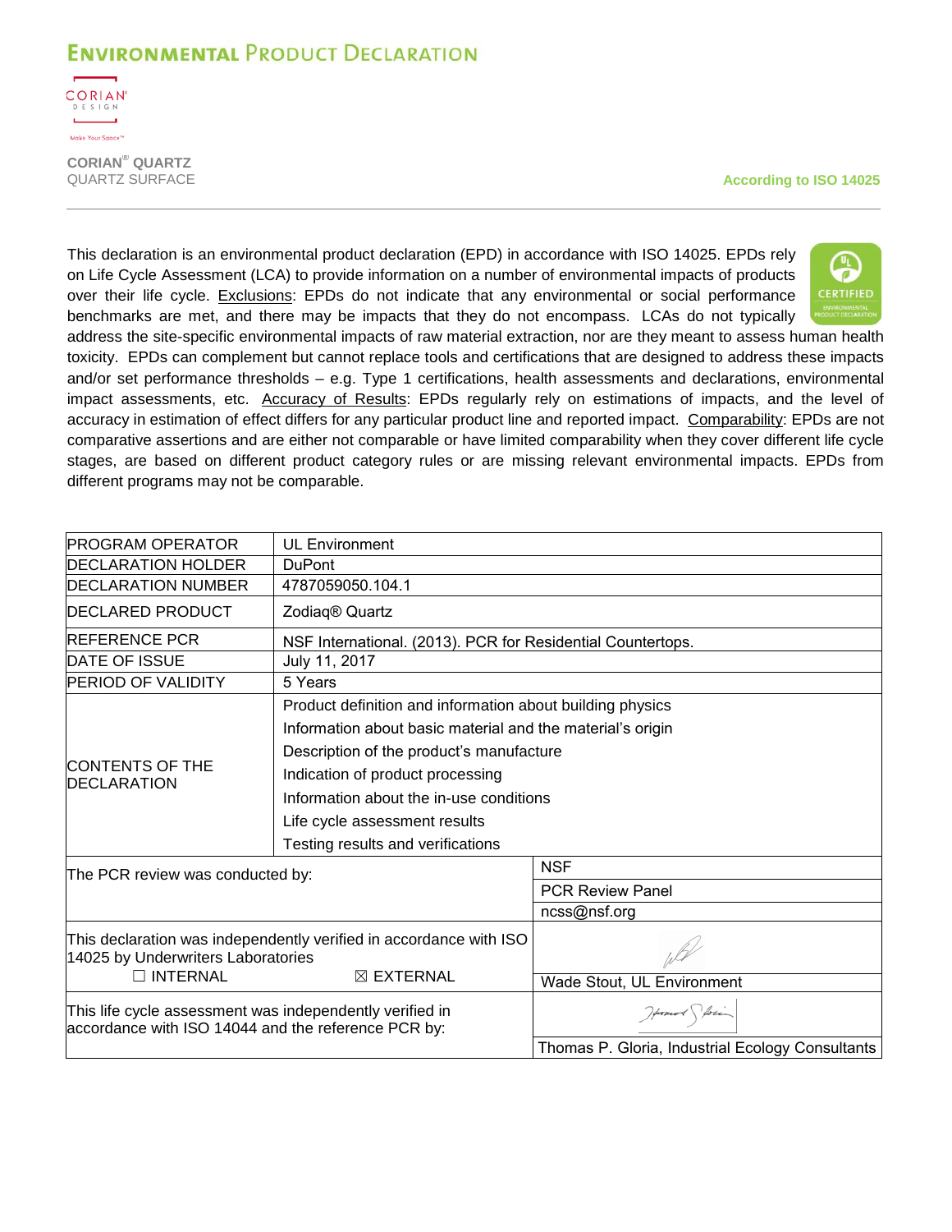# Environmental Product Declaration

**CORIAN® QUARTZ**
QUARTZ SURFACE

**According to ISO 14025**

This declaration is an environmental product declaration (EPD) in accordance with ISO 14025. EPDs rely on Life Cycle Assessment (LCA) to provide information on a number of environmental impacts of products over their life cycle. Exclusions: EPDs do not indicate that any environmental or social performance benchmarks are met, and there may be impacts that they do not encompass. LCAs do not typically address the site-specific environmental impacts of raw material extraction, nor are they meant to assess human health toxicity. EPDs can complement but cannot replace tools and certifications that are designed to address these impacts and/or set performance thresholds – e.g. Type 1 certifications, health assessments and declarations, environmental impact assessments, etc. Accuracy of Results: EPDs regularly rely on estimations of impacts, and the level of accuracy in estimation of effect differs for any particular product line and reported impact. Comparability: EPDs are not comparative assertions and are either not comparable or have limited comparability when they cover different life cycle stages, are based on different product category rules or are missing relevant environmental impacts. EPDs from different programs may not be comparable.

| | |
|---|---|
| PROGRAM OPERATOR | UL Environment |
| DECLARATION HOLDER | DuPont |
| DECLARATION NUMBER | 4787059050.104.1 |
| DECLARED PRODUCT | Zodiaq® Quartz |
| REFERENCE PCR | NSF International. (2013). PCR for Residential Countertops. |
| DATE OF ISSUE | July 11, 2017 |
| PERIOD OF VALIDITY | 5 Years |
| CONTENTS OF THE DECLARATION | Product definition and information about building physics<br>Information about basic material and the material's origin<br>Description of the product's manufacture<br>Indication of product processing<br>Information about the in-use conditions<br>Life cycle assessment results<br>Testing results and verifications |
| The PCR review was conducted by: | NSF<br>PCR Review Panel<br>ncss@nsf.org |
| This declaration was independently verified in accordance with ISO 14025 by Underwriters Laboratories<br>☐ INTERNAL ☒ EXTERNAL | Wade Stout, UL Environment |
| This life cycle assessment was independently verified in accordance with ISO 14044 and the reference PCR by: | Thomas P. Gloria, Industrial Ecology Consultants |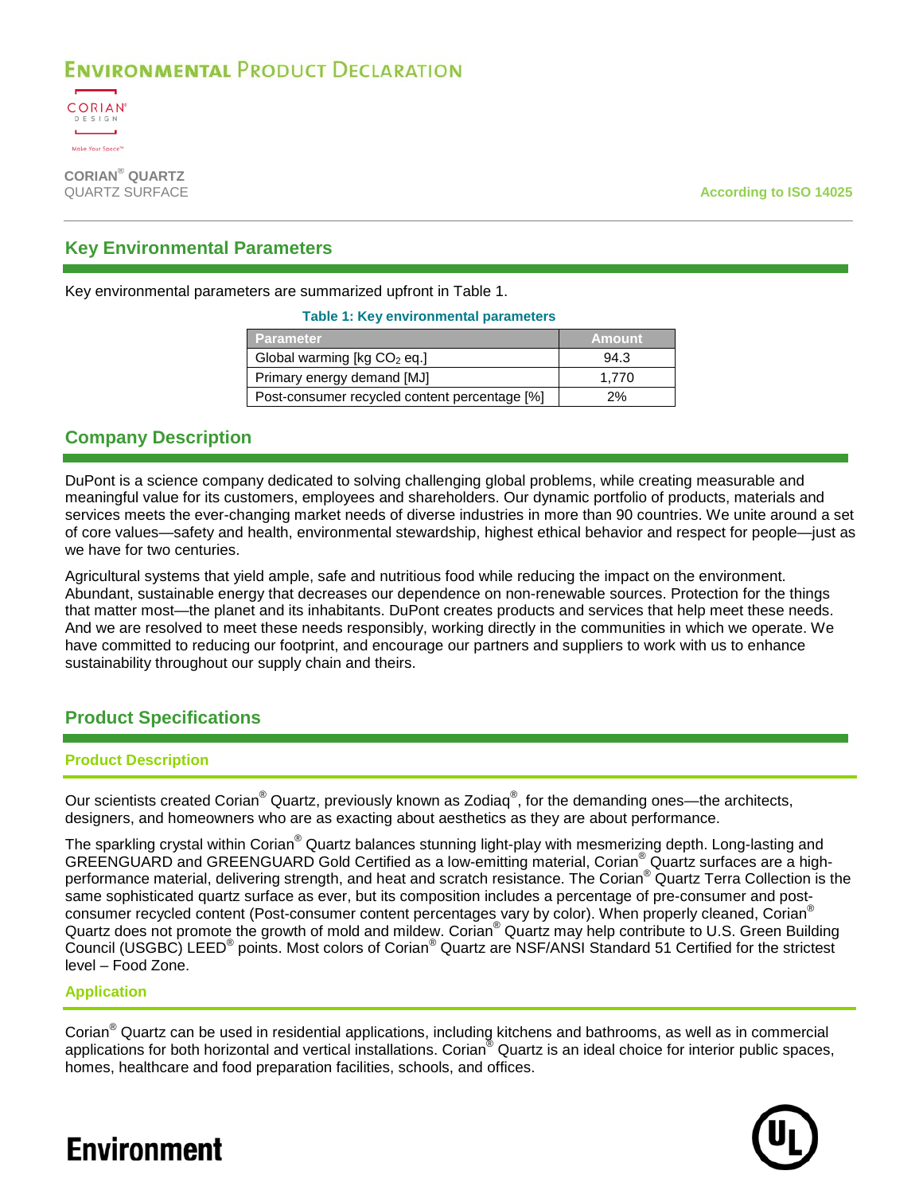# ENVIRONMENTAL PRODUCT DECLARATION

**CORIAN® QUARTZ**
QUARTZ SURFACE

**According to ISO 14025**

## Key Environmental Parameters

Key environmental parameters are summarized upfront in Table 1.

**Table 1: Key environmental parameters**

| Parameter | Amount |
|---|---|
| Global warming [kg $CO_2$ eq.] | 94.3 |
| Primary energy demand [MJ] | 1,770 |
| Post-consumer recycled content percentage [%] | 2% |

## Company Description

DuPont is a science company dedicated to solving challenging global problems, while creating measurable and meaningful value for its customers, employees and shareholders. Our dynamic portfolio of products, materials and services meets the ever-changing market needs of diverse industries in more than 90 countries. We unite around a set of core values—safety and health, environmental stewardship, highest ethical behavior and respect for people—just as we have for two centuries.

Agricultural systems that yield ample, safe and nutritious food while reducing the impact on the environment. Abundant, sustainable energy that decreases our dependence on non-renewable sources. Protection for the things that matter most—the planet and its inhabitants. DuPont creates products and services that help meet these needs. And we are resolved to meet these needs responsibly, working directly in the communities in which we operate. We have committed to reducing our footprint, and encourage our partners and suppliers to work with us to enhance sustainability throughout our supply chain and theirs.

## Product Specifications

### Product Description

Our scientists created Corian® Quartz, previously known as Zodiaq®, for the demanding ones—the architects, designers, and homeowners who are as exacting about aesthetics as they are about performance.

The sparkling crystal within Corian® Quartz balances stunning light-play with mesmerizing depth. Long-lasting and GREENGUARD and GREENGUARD Gold Certified as a low-emitting material, Corian® Quartz surfaces are a high-performance material, delivering strength, and heat and scratch resistance. The Corian® Quartz Terra Collection is the same sophisticated quartz surface as ever, but its composition includes a percentage of pre-consumer and post-consumer recycled content (Post-consumer content percentages vary by color). When properly cleaned, Corian® Quartz does not promote the growth of mold and mildew. Corian® Quartz may help contribute to U.S. Green Building Council (USGBC) LEED® points. Most colors of Corian® Quartz are NSF/ANSI Standard 51 Certified for the strictest level – Food Zone.

### Application

Corian® Quartz can be used in residential applications, including kitchens and bathrooms, as well as in commercial applications for both horizontal and vertical installations. Corian® Quartz is an ideal choice for interior public spaces, homes, healthcare and food preparation facilities, schools, and offices.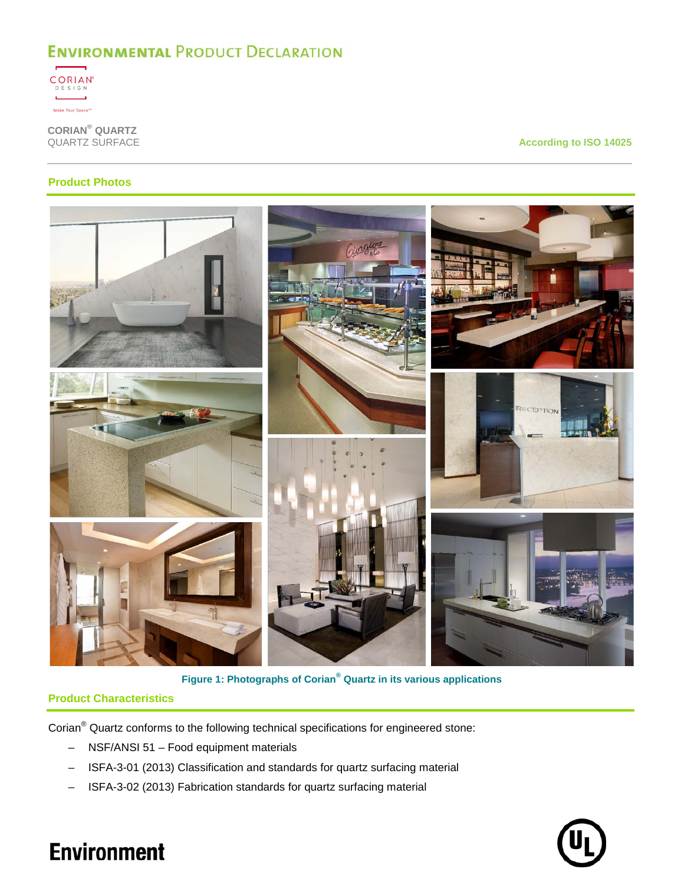## Product Photos

Figure 1: Photographs of Corian® Quartz in its various applications

## Product Characteristics

Corian® Quartz conforms to the following technical specifications for engineered stone:

- NSF/ANSI 51 – Food equipment materials
- ISFA-3-01 (2013) Classification and standards for quartz surfacing material
- ISFA-3-02 (2013) Fabrication standards for quartz surfacing material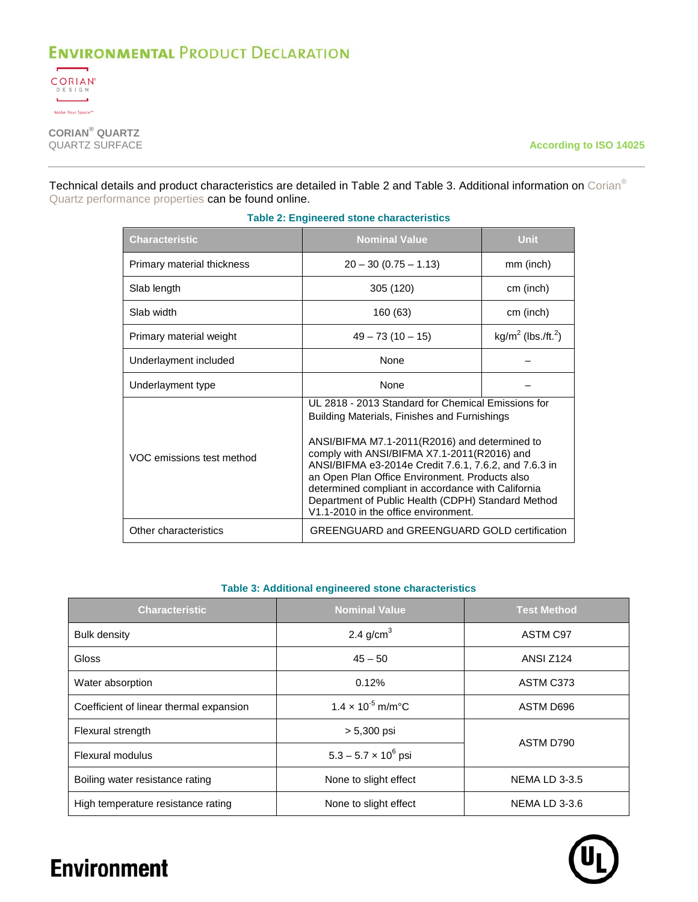Technical details and product characteristics are detailed in Table 2 and Table 3. Additional information on Corian® Quartz performance properties can be found online.

**Table 2: Engineered stone characteristics**

| Characteristic | Nominal Value | Unit |
|---|---|---|
| Primary material thickness | 20 – 30 (0.75 – 1.13) | mm (inch) |
| Slab length | 305 (120) | cm (inch) |
| Slab width | 160 (63) | cm (inch) |
| Primary material weight | 49 – 73 (10 – 15) | $kg/m^2$ ($lbs./ft.^2$) |
| Underlayment included | None | – |
| Underlayment type | None | – |
| VOC emissions test method | UL 2818 - 2013 Standard for Chemical Emissions for Building Materials, Finishes and Furnishings<br><br>ANSI/BIFMA M7.1-2011(R2016) and determined to comply with ANSI/BIFMA X7.1-2011(R2016) and ANSI/BIFMA e3-2014e Credit 7.6.1, 7.6.2, and 7.6.3 in an Open Plan Office Environment. Products also determined compliant in accordance with California Department of Public Health (CDPH) Standard Method V1.1-2010 in the office environment. | |
| Other characteristics | GREENGUARD and GREENGUARD GOLD certification | |

**Table 3: Additional engineered stone characteristics**

| Characteristic | Nominal Value | Test Method |
|---|---|---|
| Bulk density | 2.4 $g/cm^3$ | ASTM C97 |
| Gloss | 45 – 50 | ANSI Z124 |
| Water absorption | 0.12% | ASTM C373 |
| Coefficient of linear thermal expansion | $1.4 \times 10^{-5}$ m/m°C | ASTM D696 |
| Flexural strength | > 5,300 psi | ASTM D790 |
| Flexural modulus | $5.3 – 5.7 \times 10^{6}$ psi | ASTM D790 |
| Boiling water resistance rating | None to slight effect | NEMA LD 3-3.5 |
| High temperature resistance rating | None to slight effect | NEMA LD 3-3.6 |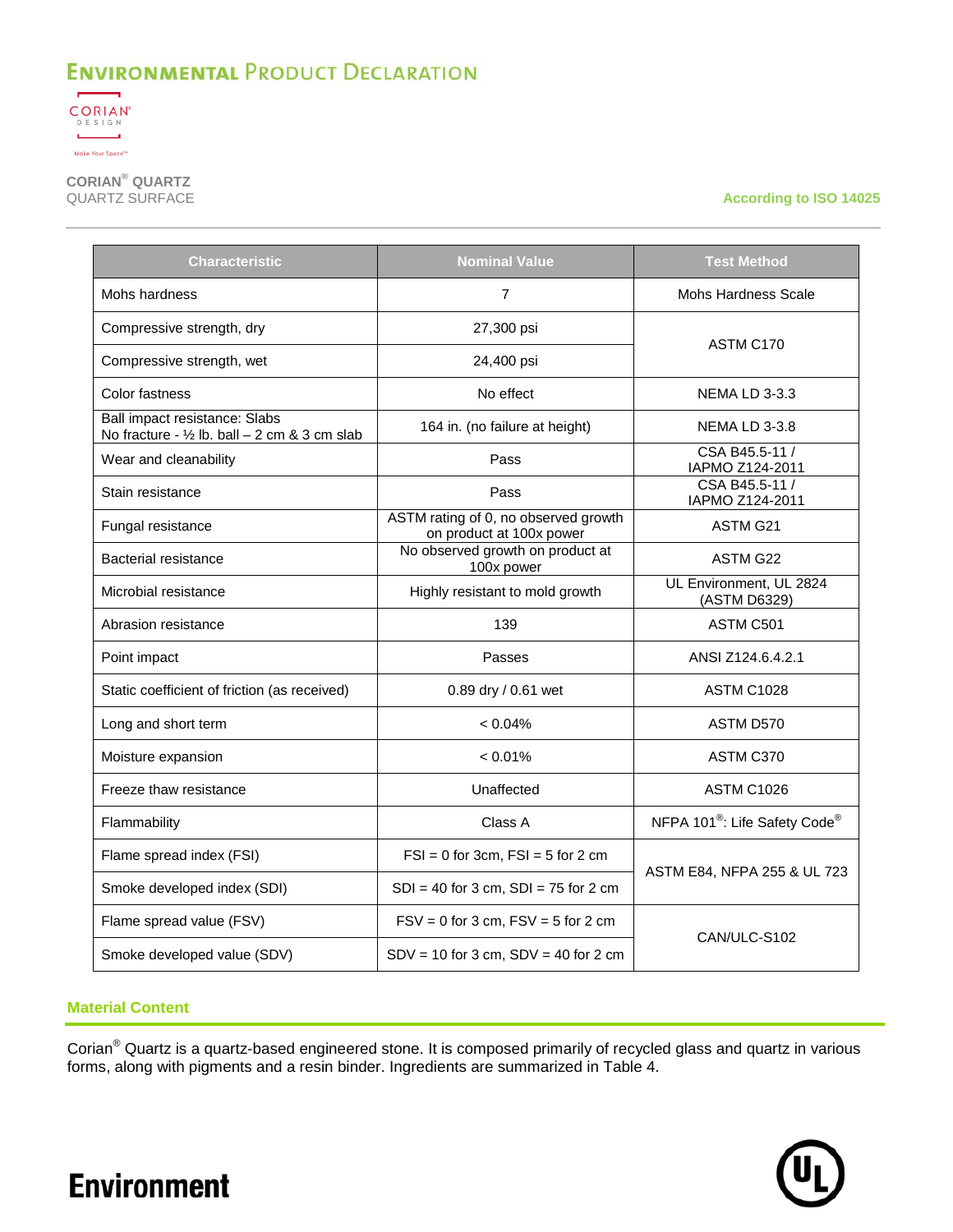| Characteristic | Nominal Value | Test Method |
|---|---|---|
| Mohs hardness | 7 | Mohs Hardness Scale |
| Compressive strength, dry | 27,300 psi | ASTM C170 |
| Compressive strength, wet | 24,400 psi | |
| Color fastness | No effect | NEMA LD 3-3.3 |
| Ball impact resistance: Slabs No fracture - ½ lb. ball – 2 cm & 3 cm slab | 164 in. (no failure at height) | NEMA LD 3-3.8 |
| Wear and cleanability | Pass | CSA B45.5-11 / IAPMO Z124-2011 |
| Stain resistance | Pass | CSA B45.5-11 / IAPMO Z124-2011 |
| Fungal resistance | ASTM rating of 0, no observed growth on product at 100x power | ASTM G21 |
| Bacterial resistance | No observed growth on product at 100x power | ASTM G22 |
| Microbial resistance | Highly resistant to mold growth | UL Environment, UL 2824 (ASTM D6329) |
| Abrasion resistance | 139 | ASTM C501 |
| Point impact | Passes | ANSI Z124.6.4.2.1 |
| Static coefficient of friction (as received) | 0.89 dry / 0.61 wet | ASTM C1028 |
| Long and short term | < 0.04% | ASTM D570 |
| Moisture expansion | < 0.01% | ASTM C370 |
| Freeze thaw resistance | Unaffected | ASTM C1026 |
| Flammability | Class A | NFPA 101®: Life Safety Code® |
| Flame spread index (FSI) | FSI = 0 for 3cm, FSI = 5 for 2 cm | ASTM E84, NFPA 255 & UL 723 |
| Smoke developed index (SDI) | SDI = 40 for 3 cm, SDI = 75 for 2 cm | |
| Flame spread value (FSV) | FSV = 0 for 3 cm, FSV = 5 for 2 cm | CAN/ULC-S102 |
| Smoke developed value (SDV) | SDV = 10 for 3 cm, SDV = 40 for 2 cm | |

## Material Content

Corian® Quartz is a quartz-based engineered stone. It is composed primarily of recycled glass and quartz in various forms, along with pigments and a resin binder. Ingredients are summarized in Table 4.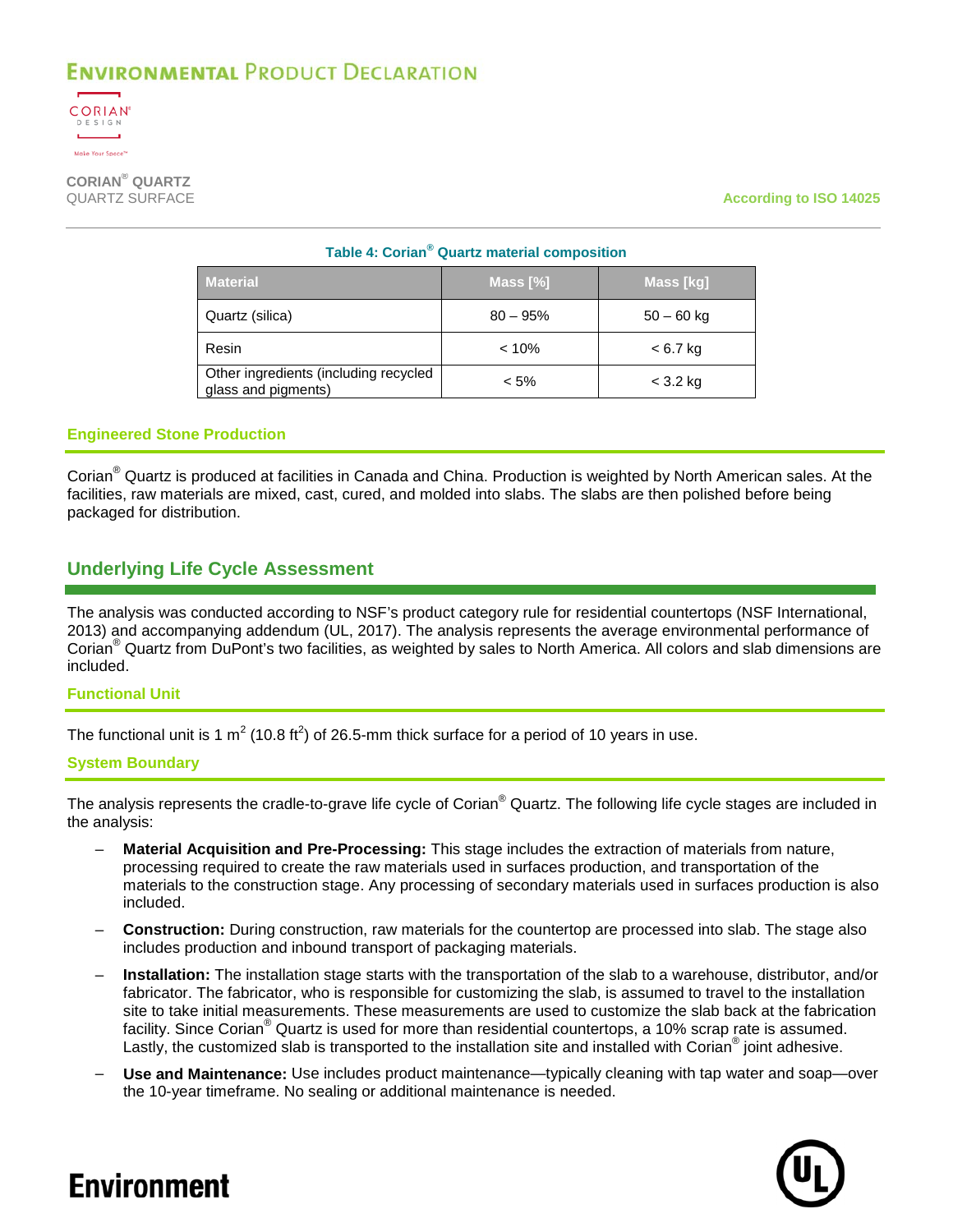**Table 4: Corian® Quartz material composition**

| Material | Mass [%] | Mass [kg] |
|---|---|---|
| Quartz (silica) | 80 – 95% | 50 – 60 kg |
| Resin | < 10% | < 6.7 kg |
| Other ingredients (including recycled glass and pigments) | < 5% | < 3.2 kg |

### Engineered Stone Production

Corian® Quartz is produced at facilities in Canada and China. Production is weighted by North American sales. At the facilities, raw materials are mixed, cast, cured, and molded into slabs. The slabs are then polished before being packaged for distribution.

## Underlying Life Cycle Assessment

The analysis was conducted according to NSF's product category rule for residential countertops (NSF International, 2013) and accompanying addendum (UL, 2017). The analysis represents the average environmental performance of Corian® Quartz from DuPont's two facilities, as weighted by sales to North America. All colors and slab dimensions are included.

### Functional Unit

The functional unit is 1 $m^2$ (10.8 $ft^2$) of 26.5-mm thick surface for a period of 10 years in use.

### System Boundary

The analysis represents the cradle-to-grave life cycle of Corian® Quartz. The following life cycle stages are included in the analysis:

- **Material Acquisition and Pre-Processing:** This stage includes the extraction of materials from nature, processing required to create the raw materials used in surfaces production, and transportation of the materials to the construction stage. Any processing of secondary materials used in surfaces production is also included.
- **Construction:** During construction, raw materials for the countertop are processed into slab. The stage also includes production and inbound transport of packaging materials.
- **Installation:** The installation stage starts with the transportation of the slab to a warehouse, distributor, and/or fabricator. The fabricator, who is responsible for customizing the slab, is assumed to travel to the installation site to take initial measurements. These measurements are used to customize the slab back at the fabrication facility. Since Corian® Quartz is used for more than residential countertops, a 10% scrap rate is assumed. Lastly, the customized slab is transported to the installation site and installed with Corian® joint adhesive.
- **Use and Maintenance:** Use includes product maintenance—typically cleaning with tap water and soap—over the 10-year timeframe. No sealing or additional maintenance is needed.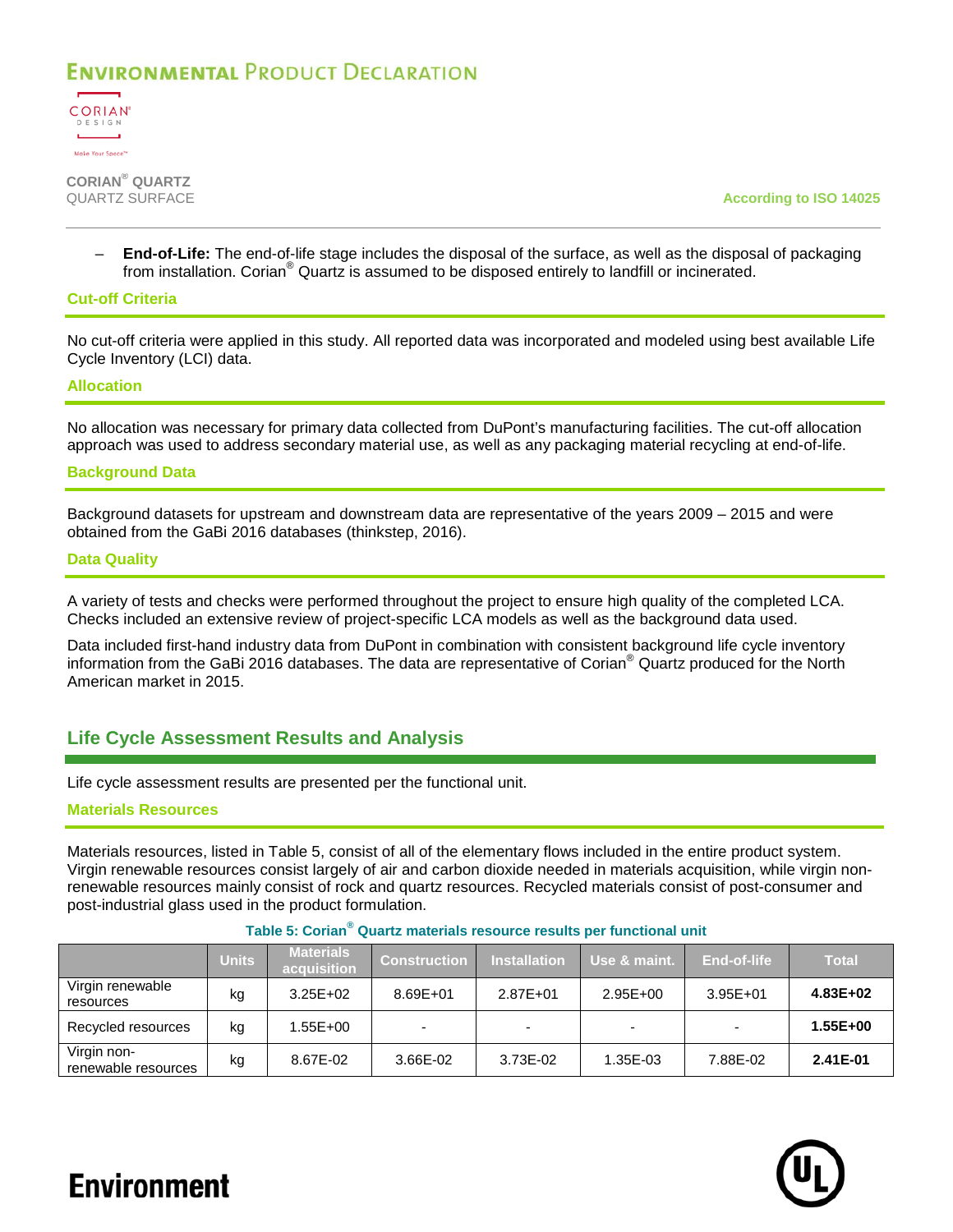- **End-of-Life:** The end-of-life stage includes the disposal of the surface, as well as the disposal of packaging from installation. Corian® Quartz is assumed to be disposed entirely to landfill or incinerated.

### Cut-off Criteria

No cut-off criteria were applied in this study. All reported data was incorporated and modeled using best available Life Cycle Inventory (LCI) data.

### Allocation

No allocation was necessary for primary data collected from DuPont's manufacturing facilities. The cut-off allocation approach was used to address secondary material use, as well as any packaging material recycling at end-of-life.

### Background Data

Background datasets for upstream and downstream data are representative of the years 2009 – 2015 and were obtained from the GaBi 2016 databases (thinkstep, 2016).

### Data Quality

A variety of tests and checks were performed throughout the project to ensure high quality of the completed LCA. Checks included an extensive review of project-specific LCA models as well as the background data used.

Data included first-hand industry data from DuPont in combination with consistent background life cycle inventory information from the GaBi 2016 databases. The data are representative of Corian® Quartz produced for the North American market in 2015.

## Life Cycle Assessment Results and Analysis

Life cycle assessment results are presented per the functional unit.

### Materials Resources

Materials resources, listed in Table 5, consist of all of the elementary flows included in the entire product system. Virgin renewable resources consist largely of air and carbon dioxide needed in materials acquisition, while virgin non-renewable resources mainly consist of rock and quartz resources. Recycled materials consist of post-consumer and post-industrial glass used in the product formulation.

**Table 5: Corian® Quartz materials resource results per functional unit**

| | Units | Materials acquisition | Construction | Installation | Use & maint. | End-of-life | Total |
|---|---|---|---|---|---|---|---|
| Virgin renewable resources | kg | 3.25E+02 | 8.69E+01 | 2.87E+01 | 2.95E+00 | 3.95E+01 | **4.83E+02** |
| Recycled resources | kg | 1.55E+00 | - | - | - | - | **1.55E+00** |
| Virgin non-renewable resources | kg | 8.67E-02 | 3.66E-02 | 3.73E-02 | 1.35E-03 | 7.88E-02 | **2.41E-01** |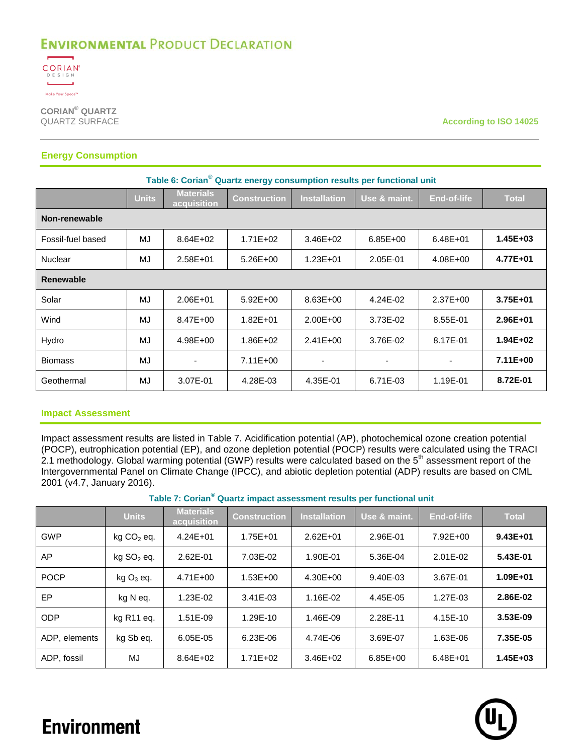## Energy Consumption

**Table 6: Corian® Quartz energy consumption results per functional unit**

| | Units | Materials acquisition | Construction | Installation | Use & maint. | End-of-life | Total |
|---|---|---|---|---|---|---|---|
| **Non-renewable** | | | | | | | |
| Fossil-fuel based | MJ | 8.64E+02 | 1.71E+02 | 3.46E+02 | 6.85E+00 | 6.48E+01 | **1.45E+03** |
| Nuclear | MJ | 2.58E+01 | 5.26E+00 | 1.23E+01 | 2.05E-01 | 4.08E+00 | **4.77E+01** |
| **Renewable** | | | | | | | |
| Solar | MJ | 2.06E+01 | 5.92E+00 | 8.63E+00 | 4.24E-02 | 2.37E+00 | **3.75E+01** |
| Wind | MJ | 8.47E+00 | 1.82E+01 | 2.00E+00 | 3.73E-02 | 8.55E-01 | **2.96E+01** |
| Hydro | MJ | 4.98E+00 | 1.86E+02 | 2.41E+00 | 3.76E-02 | 8.17E-01 | **1.94E+02** |
| Biomass | MJ | - | 7.11E+00 | - | - | - | **7.11E+00** |
| Geothermal | MJ | 3.07E-01 | 4.28E-03 | 4.35E-01 | 6.71E-03 | 1.19E-01 | **8.72E-01** |

## Impact Assessment

Impact assessment results are listed in Table 7. Acidification potential (AP), photochemical ozone creation potential (POCP), eutrophication potential (EP), and ozone depletion potential (POCP) results were calculated using the TRACI 2.1 methodology. Global warming potential (GWP) results were calculated based on the 5th assessment report of the Intergovernmental Panel on Climate Change (IPCC), and abiotic depletion potential (ADP) results are based on CML 2001 (v4.7, January 2016).

**Table 7: Corian® Quartz impact assessment results per functional unit**

| | Units | Materials acquisition | Construction | Installation | Use & maint. | End-of-life | Total |
|---|---|---|---|---|---|---|---|
| GWP | kg $CO_2$ eq. | 4.24E+01 | 1.75E+01 | 2.62E+01 | 2.96E-01 | 7.92E+00 | **9.43E+01** |
| AP | kg $SO_2$ eq. | 2.62E-01 | 7.03E-02 | 1.90E-01 | 5.36E-04 | 2.01E-02 | **5.43E-01** |
| POCP | kg $O_3$ eq. | 4.71E+00 | 1.53E+00 | 4.30E+00 | 9.40E-03 | 3.67E-01 | **1.09E+01** |
| EP | kg N eq. | 1.23E-02 | 3.41E-03 | 1.16E-02 | 4.45E-05 | 1.27E-03 | **2.86E-02** |
| ODP | kg R11 eq. | 1.51E-09 | 1.29E-10 | 1.46E-09 | 2.28E-11 | 4.15E-10 | **3.53E-09** |
| ADP, elements | kg Sb eq. | 6.05E-05 | 6.23E-06 | 4.74E-06 | 3.69E-07 | 1.63E-06 | **7.35E-05** |
| ADP, fossil | MJ | 8.64E+02 | 1.71E+02 | 3.46E+02 | 6.85E+00 | 6.48E+01 | **1.45E+03** |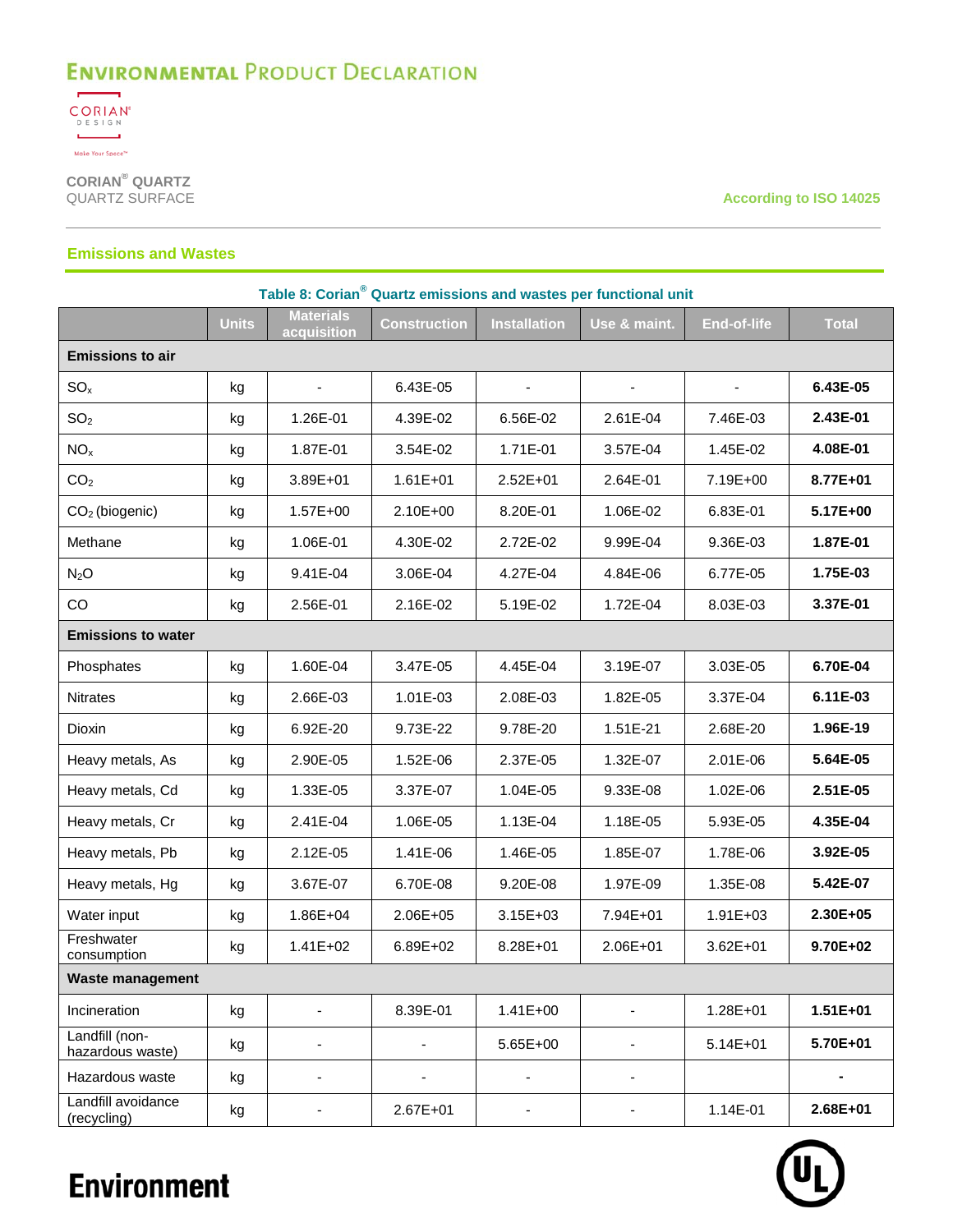## Emissions and Wastes

**Table 8: Corian® Quartz emissions and wastes per functional unit**

| | Units | Materials acquisition | Construction | Installation | Use & maint. | End-of-life | Total |
|---|---|---|---|---|---|---|---|
| **Emissions to air** | | | | | | | |
| $SO_x$ | kg | - | 6.43E-05 | - | - | - | **6.43E-05** |
| $SO_2$ | kg | 1.26E-01 | 4.39E-02 | 6.56E-02 | 2.61E-04 | 7.46E-03 | **2.43E-01** |
| $NO_x$ | kg | 1.87E-01 | 3.54E-02 | 1.71E-01 | 3.57E-04 | 1.45E-02 | **4.08E-01** |
| $CO_2$ | kg | 3.89E+01 | 1.61E+01 | 2.52E+01 | 2.64E-01 | 7.19E+00 | **8.77E+01** |
| $CO_2$ (biogenic) | kg | 1.57E+00 | 2.10E+00 | 8.20E-01 | 1.06E-02 | 6.83E-01 | **5.17E+00** |
| Methane | kg | 1.06E-01 | 4.30E-02 | 2.72E-02 | 9.99E-04 | 9.36E-03 | **1.87E-01** |
| $N_2O$ | kg | 9.41E-04 | 3.06E-04 | 4.27E-04 | 4.84E-06 | 6.77E-05 | **1.75E-03** |
| CO | kg | 2.56E-01 | 2.16E-02 | 5.19E-02 | 1.72E-04 | 8.03E-03 | **3.37E-01** |
| **Emissions to water** | | | | | | | |
| Phosphates | kg | 1.60E-04 | 3.47E-05 | 4.45E-04 | 3.19E-07 | 3.03E-05 | **6.70E-04** |
| Nitrates | kg | 2.66E-03 | 1.01E-03 | 2.08E-03 | 1.82E-05 | 3.37E-04 | **6.11E-03** |
| Dioxin | kg | 6.92E-20 | 9.73E-22 | 9.78E-20 | 1.51E-21 | 2.68E-20 | **1.96E-19** |
| Heavy metals, As | kg | 2.90E-05 | 1.52E-06 | 2.37E-05 | 1.32E-07 | 2.01E-06 | **5.64E-05** |
| Heavy metals, Cd | kg | 1.33E-05 | 3.37E-07 | 1.04E-05 | 9.33E-08 | 1.02E-06 | **2.51E-05** |
| Heavy metals, Cr | kg | 2.41E-04 | 1.06E-05 | 1.13E-04 | 1.18E-05 | 5.93E-05 | **4.35E-04** |
| Heavy metals, Pb | kg | 2.12E-05 | 1.41E-06 | 1.46E-05 | 1.85E-07 | 1.78E-06 | **3.92E-05** |
| Heavy metals, Hg | kg | 3.67E-07 | 6.70E-08 | 9.20E-08 | 1.97E-09 | 1.35E-08 | **5.42E-07** |
| Water input | kg | 1.86E+04 | 2.06E+05 | 3.15E+03 | 7.94E+01 | 1.91E+03 | **2.30E+05** |
| Freshwater consumption | kg | 1.41E+02 | 6.89E+02 | 8.28E+01 | 2.06E+01 | 3.62E+01 | **9.70E+02** |
| **Waste management** | | | | | | | |
| Incineration | kg | - | 8.39E-01 | 1.41E+00 | - | 1.28E+01 | **1.51E+01** |
| Landfill (non-hazardous waste) | kg | - | - | 5.65E+00 | - | 5.14E+01 | **5.70E+01** |
| Hazardous waste | kg | - | - | - | - | | **-** |
| Landfill avoidance (recycling) | kg | - | 2.67E+01 | - | - | 1.14E-01 | **2.68E+01** |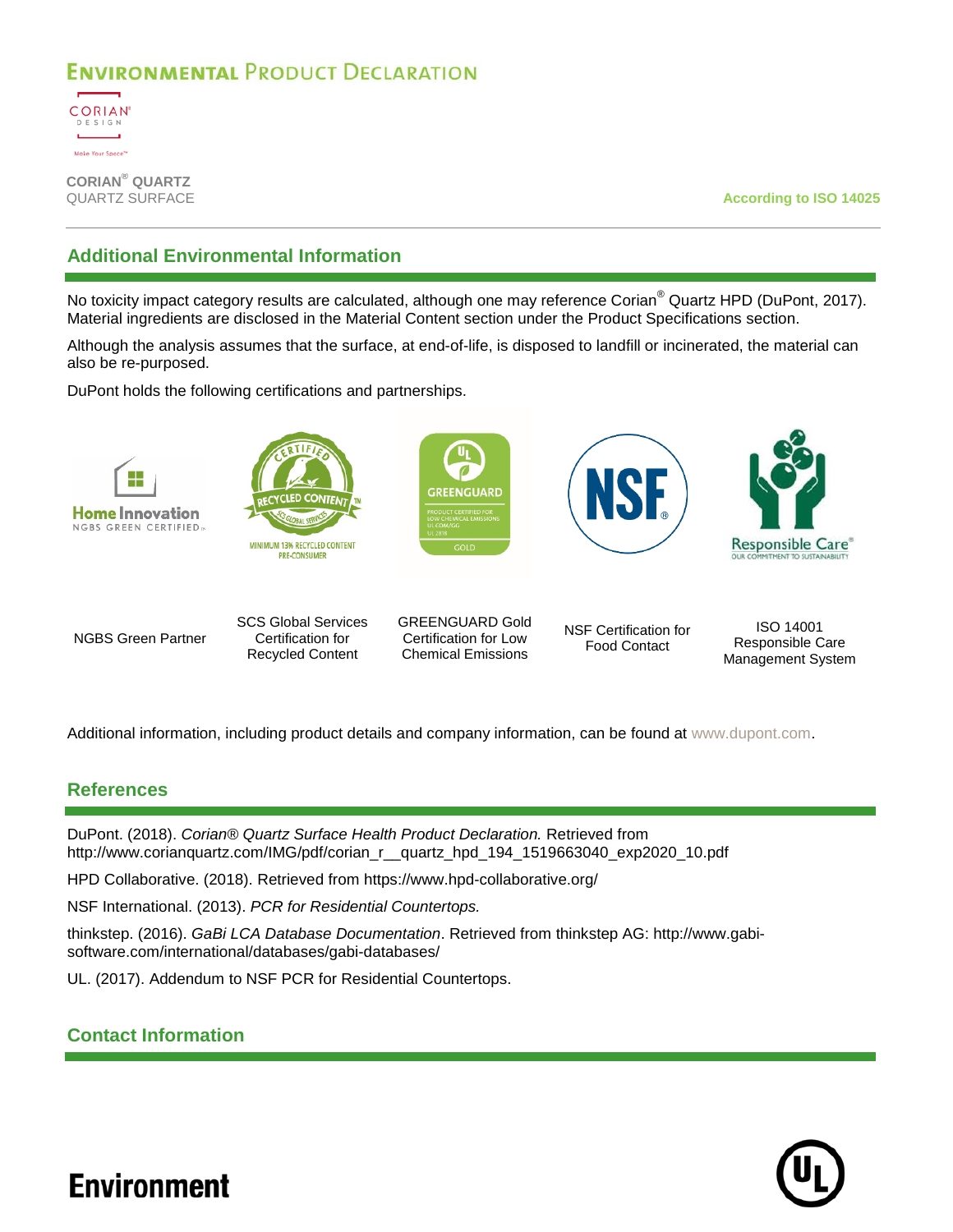## Additional Environmental Information

No toxicity impact category results are calculated, although one may reference Corian® Quartz HPD (DuPont, 2017). Material ingredients are disclosed in the Material Content section under the Product Specifications section.

Although the analysis assumes that the surface, at end-of-life, is disposed to landfill or incinerated, the material can also be re-purposed.

DuPont holds the following certifications and partnerships.

| NGBS Green Partner | SCS Global Services Certification for Recycled Content | GREENGUARD Gold Certification for Low Chemical Emissions | NSF Certification for Food Contact | ISO 14001 Responsible Care Management System |
|---|---|---|---|---|

Additional information, including product details and company information, can be found at www.dupont.com.

## References

DuPont. (2018). *Corian® Quartz Surface Health Product Declaration.* Retrieved from http://www.corianquartz.com/IMG/pdf/corian_r__quartz_hpd_194_1519663040_exp2020_10.pdf

HPD Collaborative. (2018). Retrieved from https://www.hpd-collaborative.org/

NSF International. (2013). *PCR for Residential Countertops.*

thinkstep. (2016). *GaBi LCA Database Documentation*. Retrieved from thinkstep AG: http://www.gabi-software.com/international/databases/gabi-databases/

UL. (2017). Addendum to NSF PCR for Residential Countertops.

## Contact Information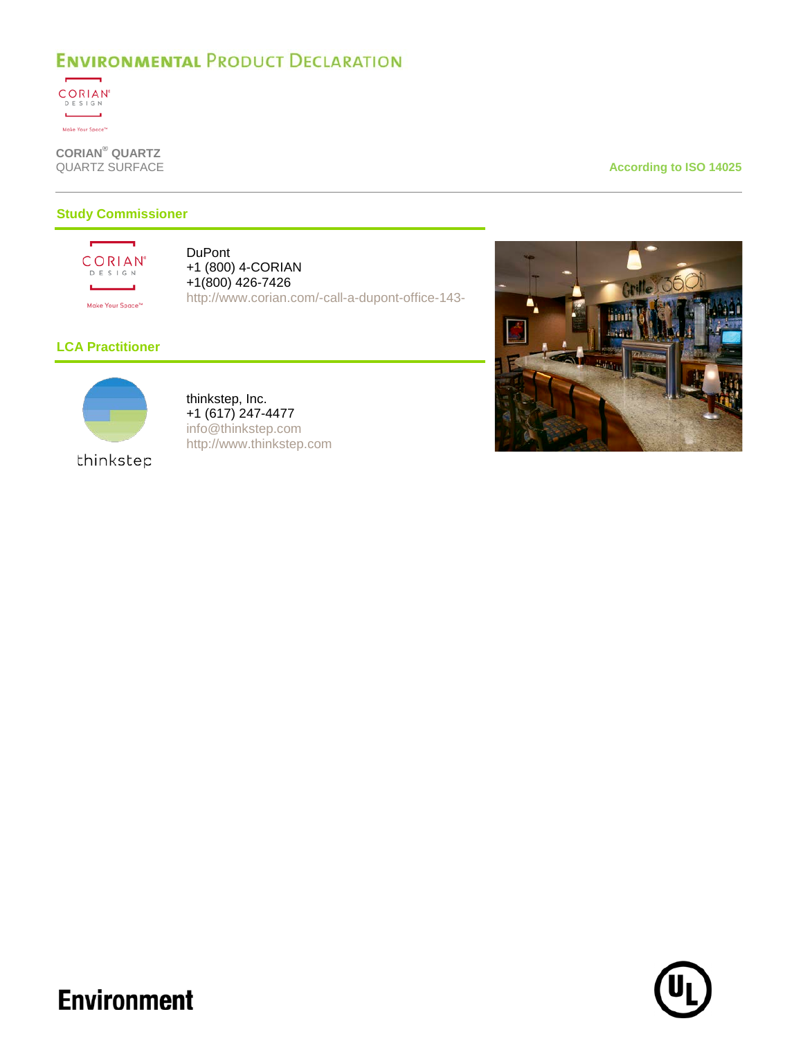# ENVIRONMENTAL PRODUCT DECLARATION

CORIAN® QUARTZ
QUARTZ SURFACE

According to ISO 14025

## Study Commissioner

DuPont
+1 (800) 4-CORIAN
+1(800) 426-7426
http://www.corian.com/-call-a-dupont-office-143-

## LCA Practitioner

thinkstep, Inc.
+1 (617) 247-4477
info@thinkstep.com
http://www.thinkstep.com

Environment